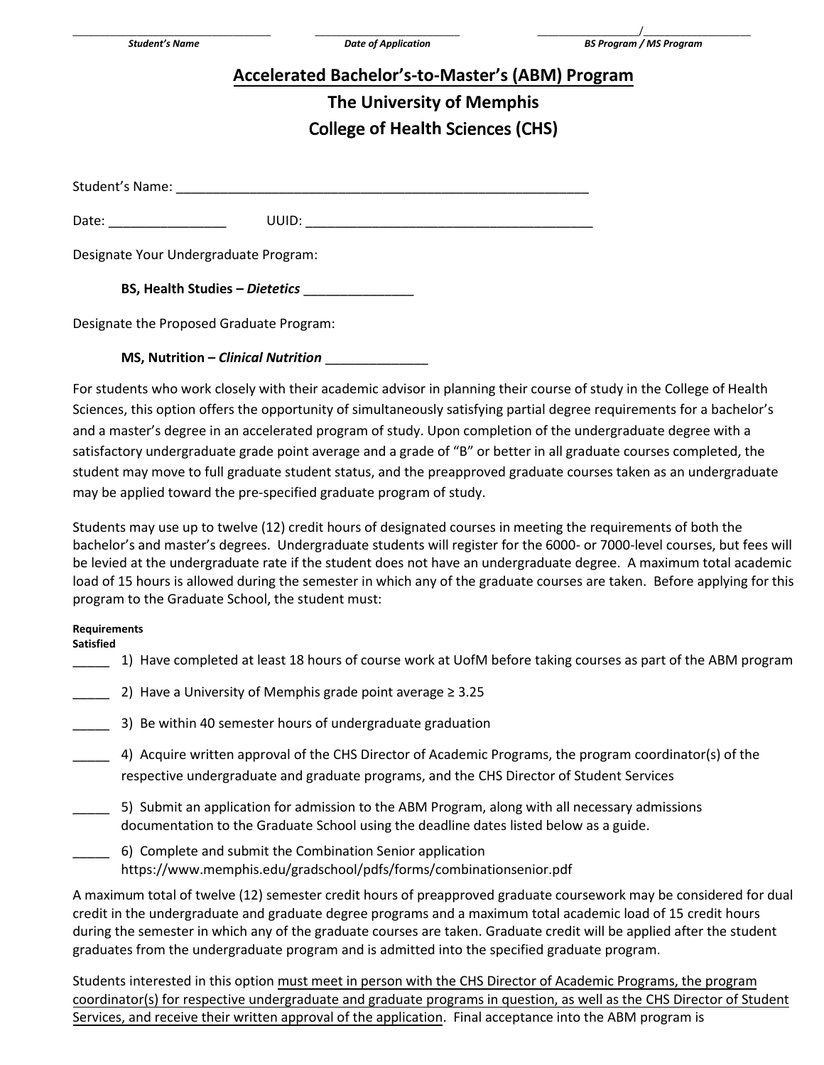_______________________________ Student's Name    _______________________ Date of Application    ________________/_________________ BS Program / MS Program

# Accelerated Bachelor's-to-Master's (ABM) Program

## The University of Memphis

## College of Health Sciences (CHS)

Student's Name: ___________________________________________________________

Date: ________________    UUID: ________________________________________

Designate Your Undergraduate Program:

**BS, Health Studies –** ***Dietetics*** _______________

Designate the Proposed Graduate Program:

**MS, Nutrition –** ***Clinical Nutrition*** ______________

For students who work closely with their academic advisor in planning their course of study in the College of Health Sciences, this option offers the opportunity of simultaneously satisfying partial degree requirements for a bachelor's and a master's degree in an accelerated program of study. Upon completion of the undergraduate degree with a satisfactory undergraduate grade point average and a grade of "B" or better in all graduate courses completed, the student may move to full graduate student status, and the preapproved graduate courses taken as an undergraduate may be applied toward the pre-specified graduate program of study.

Students may use up to twelve (12) credit hours of designated courses in meeting the requirements of both the bachelor's and master's degrees. Undergraduate students will register for the 6000- or 7000-level courses, but fees will be levied at the undergraduate rate if the student does not have an undergraduate degree. A maximum total academic load of 15 hours is allowed during the semester in which any of the graduate courses are taken. Before applying for this program to the Graduate School, the student must:

**Requirements Satisfied**

_____ 1) Have completed at least 18 hours of course work at UofM before taking courses as part of the ABM program

_____ 2) Have a University of Memphis grade point average ≥ 3.25

_____ 3) Be within 40 semester hours of undergraduate graduation

_____ 4) Acquire written approval of the CHS Director of Academic Programs, the program coordinator(s) of the respective undergraduate and graduate programs, and the CHS Director of Student Services

_____ 5) Submit an application for admission to the ABM Program, along with all necessary admissions documentation to the Graduate School using the deadline dates listed below as a guide.

_____ 6) Complete and submit the Combination Senior application https://www.memphis.edu/gradschool/pdfs/forms/combinationsenior.pdf

A maximum total of twelve (12) semester credit hours of preapproved graduate coursework may be considered for dual credit in the undergraduate and graduate degree programs and a maximum total academic load of 15 credit hours during the semester in which any of the graduate courses are taken. Graduate credit will be applied after the student graduates from the undergraduate program and is admitted into the specified graduate program.

Students interested in this option <u>must meet in person with the CHS Director of Academic Programs, the program coordinator(s) for respective undergraduate and graduate programs in question, as well as the CHS Director of Student Services, and receive their written approval of the application</u>. Final acceptance into the ABM program is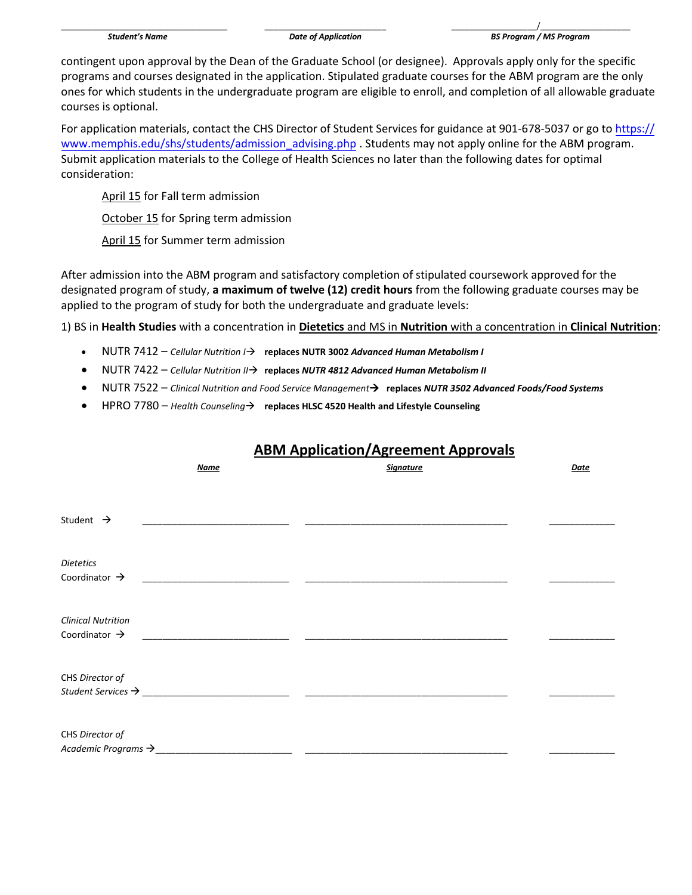_______________________________ &nbsp;&nbsp;&nbsp; _______________________ &nbsp;&nbsp;&nbsp; ________________/_________________

***Student's Name*** &nbsp;&nbsp;&nbsp; ***Date of Application*** &nbsp;&nbsp;&nbsp; ***BS Program / MS Program***

contingent upon approval by the Dean of the Graduate School (or designee). Approvals apply only for the specific programs and courses designated in the application. Stipulated graduate courses for the ABM program are the only ones for which students in the undergraduate program are eligible to enroll, and completion of all allowable graduate courses is optional.

For application materials, contact the CHS Director of Student Services for guidance at 901-678-5037 or go to https://www.memphis.edu/shs/students/admission_advising.php . Students may not apply online for the ABM program. Submit application materials to the College of Health Sciences no later than the following dates for optimal consideration:

April 15 for Fall term admission

October 15 for Spring term admission

April 15 for Summer term admission

After admission into the ABM program and satisfactory completion of stipulated coursework approved for the designated program of study, **a maximum of twelve (12) credit hours** from the following graduate courses may be applied to the program of study for both the undergraduate and graduate levels:

1) BS in **Health Studies** with a concentration in **Dietetics** and MS in **Nutrition** with a concentration in **Clinical Nutrition**:

- NUTR 7412 – *Cellular Nutrition I*→ **replaces NUTR 3002 *Advanced Human Metabolism I***
- NUTR 7422 – *Cellular Nutrition II*→ **replaces *NUTR 4812 Advanced Human Metabolism II***
- NUTR 7522 – *Clinical Nutrition and Food Service Management*→ **replaces *NUTR 3502 Advanced Foods/Food Systems***
- HPRO 7780 – *Health Counseling*→ **replaces HLSC 4520 Health and Lifestyle Counseling**

## ABM Application/Agreement Approvals

| | ***Name*** | ***Signature*** | ***Date*** |
|---|---|---|---|
| Student → | ___________________________ | _____________________________________ | ____________ |
| *Dietetics* Coordinator → | ___________________________ | _____________________________________ | ____________ |
| *Clinical Nutrition* Coordinator → | ___________________________ | _____________________________________ | ____________ |
| CHS *Director of Student Services* → | ___________________________ | _____________________________________ | ____________ |
| CHS *Director of Academic Programs* → | ___________________________ | _____________________________________ | ____________ |